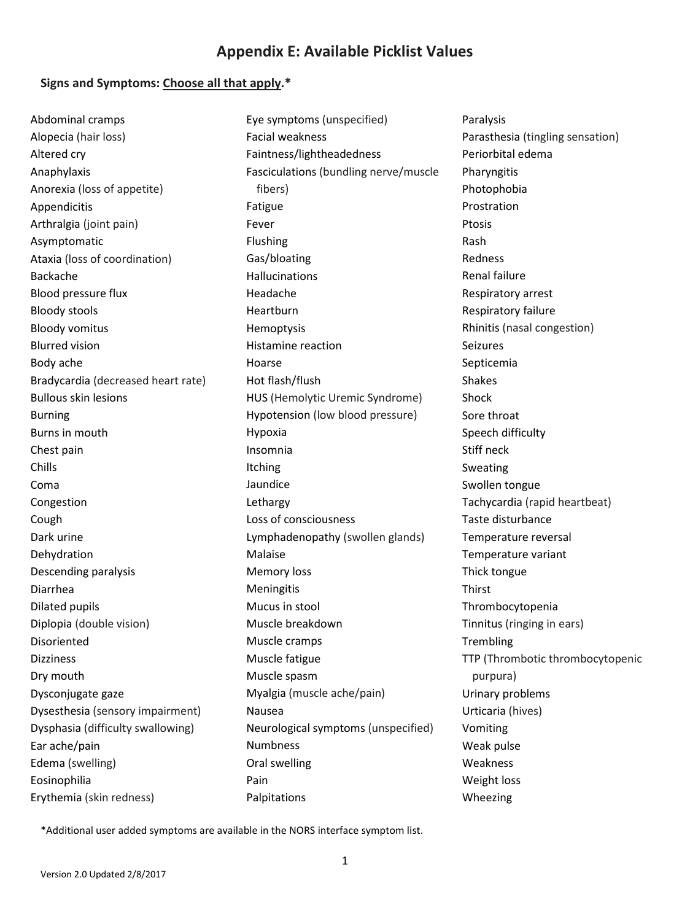# Appendix E: Available Picklist Values

**Signs and Symptoms: Choose all that apply.***

- Abdominal cramps
- Alopecia (hair loss)
- Altered cry
- Anaphylaxis
- Anorexia (loss of appetite)
- Appendicitis
- Arthralgia (joint pain)
- Asymptomatic
- Ataxia (loss of coordination)
- Backache
- Blood pressure flux
- Bloody stools
- Bloody vomitus
- Blurred vision
- Body ache
- Bradycardia (decreased heart rate)
- Bullous skin lesions
- Burning
- Burns in mouth
- Chest pain
- Chills
- Coma
- Congestion
- Cough
- Dark urine
- Dehydration
- Descending paralysis
- Diarrhea
- Dilated pupils
- Diplopia (double vision)
- Disoriented
- Dizziness
- Dry mouth
- Dysconjugate gaze
- Dysesthesia (sensory impairment)
- Dysphasia (difficulty swallowing)
- Ear ache/pain
- Edema (swelling)
- Eosinophilia
- Erythemia (skin redness)
- Eye symptoms (unspecified)
- Facial weakness
- Faintness/lightheadedness
- Fasciculations (bundling nerve/muscle fibers)
- Fatigue
- Fever
- Flushing
- Gas/bloating
- Hallucinations
- Headache
- Heartburn
- Hemoptysis
- Histamine reaction
- Hoarse
- Hot flash/flush
- HUS (Hemolytic Uremic Syndrome)
- Hypotension (low blood pressure)
- Hypoxia
- Insomnia
- Itching
- Jaundice
- Lethargy
- Loss of consciousness
- Lymphadenopathy (swollen glands)
- Malaise
- Memory loss
- Meningitis
- Mucus in stool
- Muscle breakdown
- Muscle cramps
- Muscle fatigue
- Muscle spasm
- Myalgia (muscle ache/pain)
- Nausea
- Neurological symptoms (unspecified)
- Numbness
- Oral swelling
- Pain
- Palpitations
- Paralysis
- Parasthesia (tingling sensation)
- Periorbital edema
- Pharyngitis
- Photophobia
- Prostration
- Ptosis
- Rash
- Redness
- Renal failure
- Respiratory arrest
- Respiratory failure
- Rhinitis (nasal congestion)
- Seizures
- Septicemia
- Shakes
- Shock
- Sore throat
- Speech difficulty
- Stiff neck
- Sweating
- Swollen tongue
- Tachycardia (rapid heartbeat)
- Taste disturbance
- Temperature reversal
- Temperature variant
- Thick tongue
- Thirst
- Thrombocytopenia
- Tinnitus (ringing in ears)
- Trembling
- TTP (Thrombotic thrombocytopenic purpura)
- Urinary problems
- Urticaria (hives)
- Vomiting
- Weak pulse
- Weakness
- Weight loss
- Wheezing

*Additional user added symptoms are available in the NORS interface symptom list.

Version 2.0 Updated 2/8/2017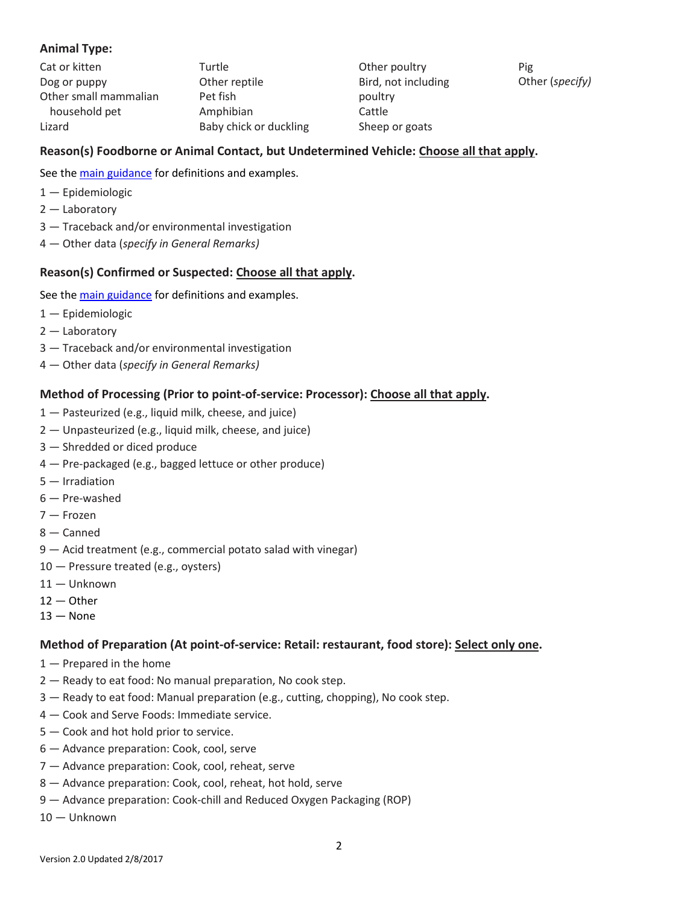**Animal Type:**

- Cat or kitten
- Dog or puppy
- Other small mammalian household pet
- Lizard
- Turtle
- Other reptile
- Pet fish
- Amphibian
- Baby chick or duckling
- Other poultry
- Bird, not including poultry
- Cattle
- Sheep or goats
- Pig
- Other (*specify)*

**Reason(s) Foodborne or Animal Contact, but Undetermined Vehicle: <u>Choose all that apply</u>.**

See the main guidance for definitions and examples.

1 — Epidemiologic
2 — Laboratory
3 — Traceback and/or environmental investigation
4 — Other data (*specify in General Remarks)*

**Reason(s) Confirmed or Suspected: <u>Choose all that apply</u>.**

See the main guidance for definitions and examples.

1 — Epidemiologic
2 — Laboratory
3 — Traceback and/or environmental investigation
4 — Other data (*specify in General Remarks)*

**Method of Processing (Prior to point-of-service: Processor): <u>Choose all that apply</u>.**

1 — Pasteurized (e.g., liquid milk, cheese, and juice)
2 — Unpasteurized (e.g., liquid milk, cheese, and juice)
3 — Shredded or diced produce
4 — Pre-packaged (e.g., bagged lettuce or other produce)
5 — Irradiation
6 — Pre-washed
7 — Frozen
8 — Canned
9 — Acid treatment (e.g., commercial potato salad with vinegar)
10 — Pressure treated (e.g., oysters)
11 — Unknown
12 — Other
13 — None

**Method of Preparation (At point-of-service: Retail: restaurant, food store): <u>Select only one</u>.**

1 — Prepared in the home
2 — Ready to eat food: No manual preparation, No cook step.
3 — Ready to eat food: Manual preparation (e.g., cutting, chopping), No cook step.
4 — Cook and Serve Foods: Immediate service.
5 — Cook and hot hold prior to service.
6 — Advance preparation: Cook, cool, serve
7 — Advance preparation: Cook, cool, reheat, serve
8 — Advance preparation: Cook, cool, reheat, hot hold, serve
9 — Advance preparation: Cook-chill and Reduced Oxygen Packaging (ROP)
10 — Unknown

Version 2.0 Updated 2/8/2017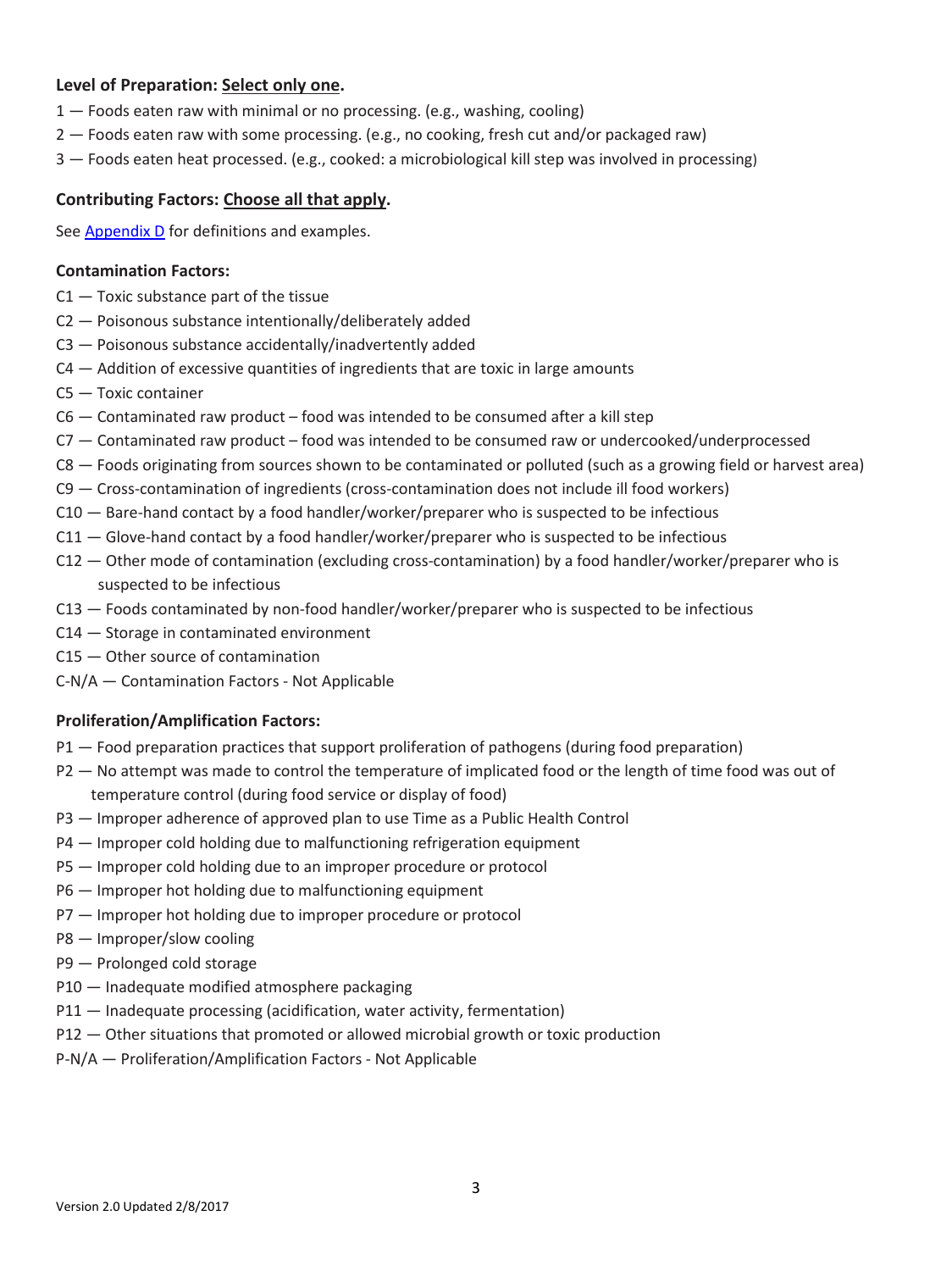**Level of Preparation: Select only one.**

1 — Foods eaten raw with minimal or no processing. (e.g., washing, cooling)
2 — Foods eaten raw with some processing. (e.g., no cooking, fresh cut and/or packaged raw)
3 — Foods eaten heat processed. (e.g., cooked: a microbiological kill step was involved in processing)

**Contributing Factors: Choose all that apply.**

See Appendix D for definitions and examples.

**Contamination Factors:**

C1 — Toxic substance part of the tissue
C2 — Poisonous substance intentionally/deliberately added
C3 — Poisonous substance accidentally/inadvertently added
C4 — Addition of excessive quantities of ingredients that are toxic in large amounts
C5 — Toxic container
C6 — Contaminated raw product – food was intended to be consumed after a kill step
C7 — Contaminated raw product – food was intended to be consumed raw or undercooked/underprocessed
C8 — Foods originating from sources shown to be contaminated or polluted (such as a growing field or harvest area)
C9 — Cross-contamination of ingredients (cross-contamination does not include ill food workers)
C10 — Bare-hand contact by a food handler/worker/preparer who is suspected to be infectious
C11 — Glove-hand contact by a food handler/worker/preparer who is suspected to be infectious
C12 — Other mode of contamination (excluding cross-contamination) by a food handler/worker/preparer who is suspected to be infectious
C13 — Foods contaminated by non-food handler/worker/preparer who is suspected to be infectious
C14 — Storage in contaminated environment
C15 — Other source of contamination
C-N/A — Contamination Factors - Not Applicable

**Proliferation/Amplification Factors:**

P1 — Food preparation practices that support proliferation of pathogens (during food preparation)
P2 — No attempt was made to control the temperature of implicated food or the length of time food was out of temperature control (during food service or display of food)
P3 — Improper adherence of approved plan to use Time as a Public Health Control
P4 — Improper cold holding due to malfunctioning refrigeration equipment
P5 — Improper cold holding due to an improper procedure or protocol
P6 — Improper hot holding due to malfunctioning equipment
P7 — Improper hot holding due to improper procedure or protocol
P8 — Improper/slow cooling
P9 — Prolonged cold storage
P10 — Inadequate modified atmosphere packaging
P11 — Inadequate processing (acidification, water activity, fermentation)
P12 — Other situations that promoted or allowed microbial growth or toxic production
P-N/A — Proliferation/Amplification Factors - Not Applicable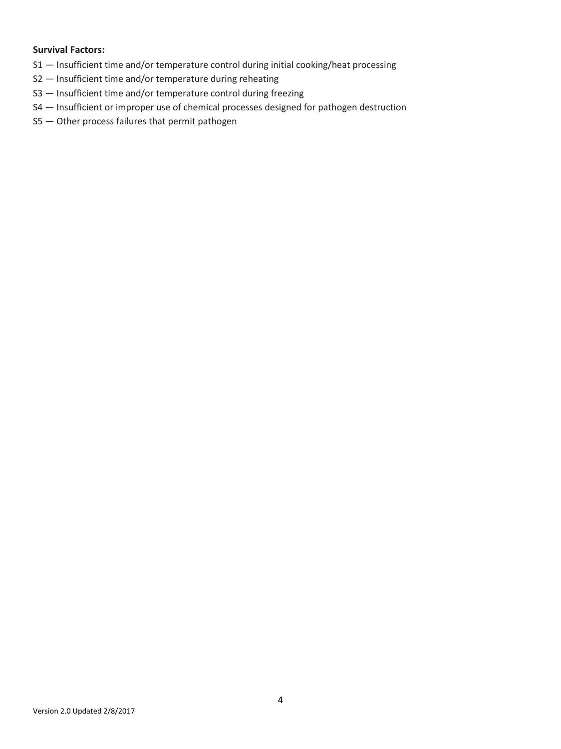**Survival Factors:**

S1 — Insufficient time and/or temperature control during initial cooking/heat processing

S2 — Insufficient time and/or temperature during reheating

S3 — Insufficient time and/or temperature control during freezing

S4 — Insufficient or improper use of chemical processes designed for pathogen destruction

S5 — Other process failures that permit pathogen

Version 2.0 Updated 2/8/2017